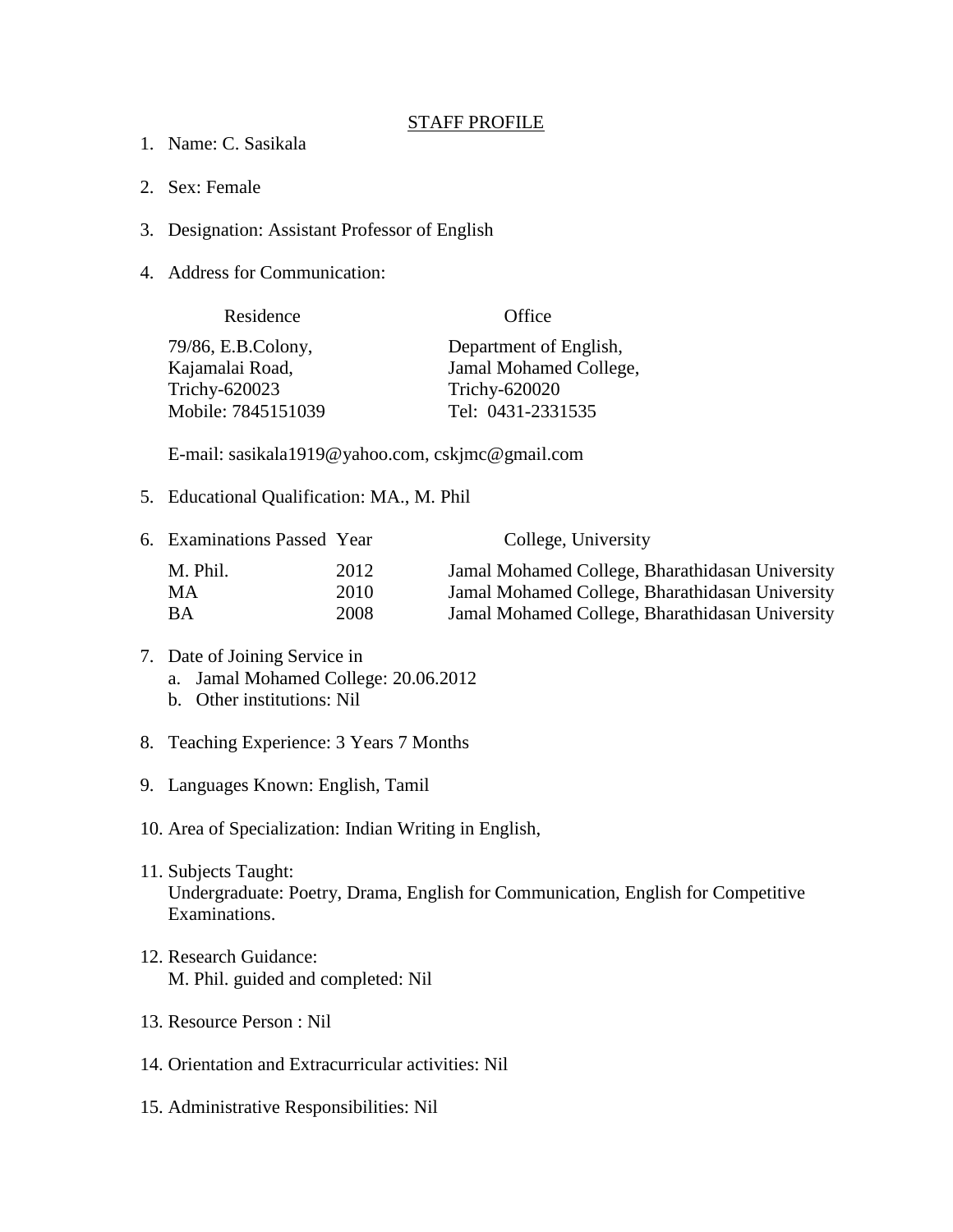# STAFF PROFILE

1. Name: C. Sasikala

2. Sex: Female

3. Designation: Assistant Professor of English

4. Address for Communication:

| Residence | Office |
|---|---|
| 79/86, E.B.Colony, | Department of English, |
| Kajamalai Road, | Jamal Mohamed College, |
| Trichy-620023 | Trichy-620020 |
| Mobile: 7845151039 | Tel: 0431-2331535 |

   E-mail: sasikala1919@yahoo.com, cskjmc@gmail.com

5. Educational Qualification: MA., M. Phil

6. Examinations Passed

| Examinations Passed | Year | College, University |
|---|---|---|
| M. Phil. | 2012 | Jamal Mohamed College, Bharathidasan University |
| MA | 2010 | Jamal Mohamed College, Bharathidasan University |
| BA | 2008 | Jamal Mohamed College, Bharathidasan University |

7. Date of Joining Service in
   a. Jamal Mohamed College: 20.06.2012
   b. Other institutions: Nil

8. Teaching Experience: 3 Years 7 Months

9. Languages Known: English, Tamil

10. Area of Specialization: Indian Writing in English,

11. Subjects Taught:
    Undergraduate: Poetry, Drama, English for Communication, English for Competitive Examinations.

12. Research Guidance:
    M. Phil. guided and completed: Nil

13. Resource Person : Nil

14. Orientation and Extracurricular activities: Nil

15. Administrative Responsibilities: Nil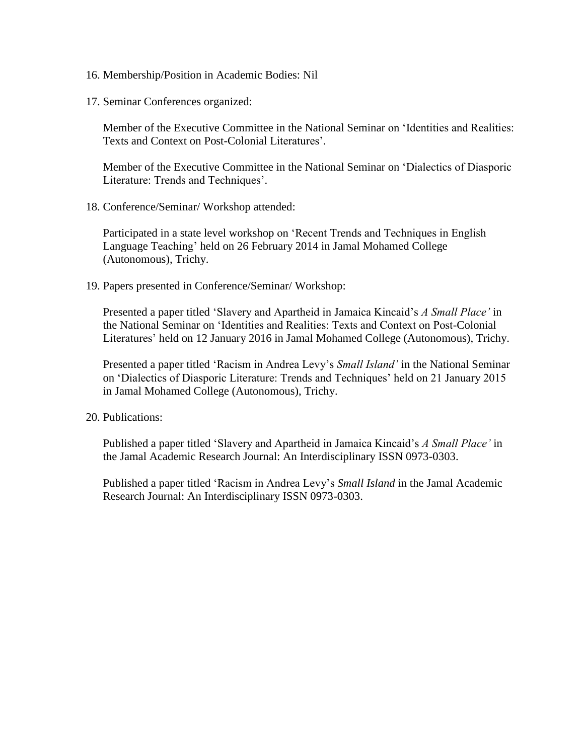16. Membership/Position in Academic Bodies: Nil

17. Seminar Conferences organized:

    Member of the Executive Committee in the National Seminar on ‘Identities and Realities: Texts and Context on Post-Colonial Literatures’.

    Member of the Executive Committee in the National Seminar on ‘Dialectics of Diasporic Literature: Trends and Techniques’.

18. Conference/Seminar/ Workshop attended:

    Participated in a state level workshop on ‘Recent Trends and Techniques in English Language Teaching’ held on 26 February 2014 in Jamal Mohamed College (Autonomous), Trichy.

19. Papers presented in Conference/Seminar/ Workshop:

    Presented a paper titled ‘Slavery and Apartheid in Jamaica Kincaid’s *A Small Place’* in the National Seminar on ‘Identities and Realities: Texts and Context on Post-Colonial Literatures’ held on 12 January 2016 in Jamal Mohamed College (Autonomous), Trichy.

    Presented a paper titled ‘Racism in Andrea Levy’s *Small Island’* in the National Seminar on ‘Dialectics of Diasporic Literature: Trends and Techniques’ held on 21 January 2015 in Jamal Mohamed College (Autonomous), Trichy.

20. Publications:

    Published a paper titled ‘Slavery and Apartheid in Jamaica Kincaid’s *A Small Place’* in the Jamal Academic Research Journal: An Interdisciplinary ISSN 0973-0303.

    Published a paper titled ‘Racism in Andrea Levy’s *Small Island* in the Jamal Academic Research Journal: An Interdisciplinary ISSN 0973-0303.